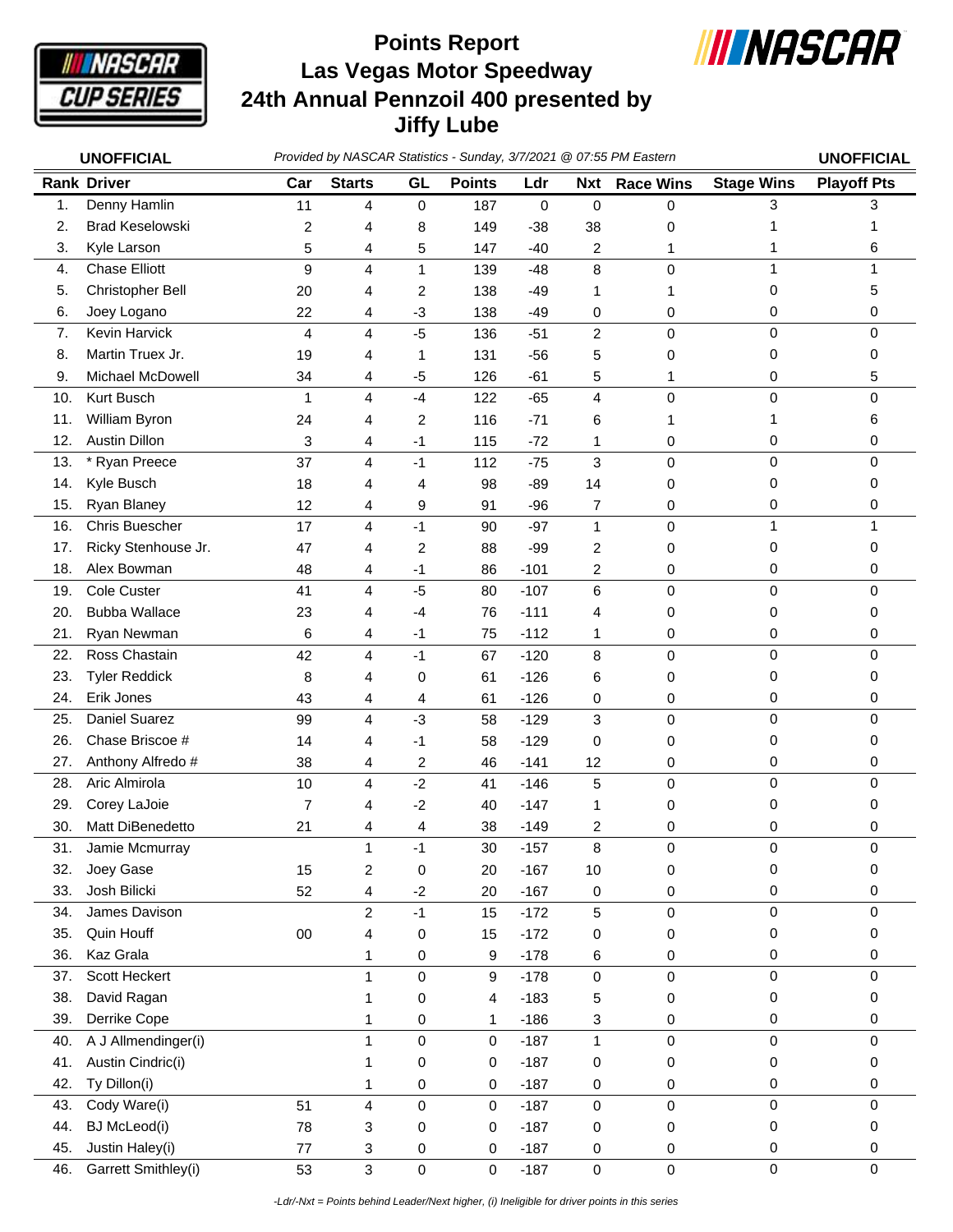# Points Report
# Las Vegas Motor Speedway
# 24th Annual Pennzoil 400 presented by Jiffy Lube

**UNOFFICIAL** *Provided by NASCAR Statistics - Sunday, 3/7/2021 @ 07:55 PM Eastern* **UNOFFICIAL**

| Rank | Driver | Car | Starts | GL | Points | Ldr | Nxt | Race Wins | Stage Wins | Playoff Pts |
|---|---|---|---|---|---|---|---|---|---|---|
| 1. | Denny Hamlin | 11 | 4 | 0 | 187 | 0 | 0 | 0 | 3 | 3 |
| 2. | Brad Keselowski | 2 | 4 | 8 | 149 | -38 | 38 | 0 | 1 | 1 |
| 3. | Kyle Larson | 5 | 4 | 5 | 147 | -40 | 2 | 1 | 1 | 6 |
| 4. | Chase Elliott | 9 | 4 | 1 | 139 | -48 | 8 | 0 | 1 | 1 |
| 5. | Christopher Bell | 20 | 4 | 2 | 138 | -49 | 1 | 1 | 0 | 5 |
| 6. | Joey Logano | 22 | 4 | -3 | 138 | -49 | 0 | 0 | 0 | 0 |
| 7. | Kevin Harvick | 4 | 4 | -5 | 136 | -51 | 2 | 0 | 0 | 0 |
| 8. | Martin Truex Jr. | 19 | 4 | 1 | 131 | -56 | 5 | 0 | 0 | 0 |
| 9. | Michael McDowell | 34 | 4 | -5 | 126 | -61 | 5 | 1 | 0 | 5 |
| 10. | Kurt Busch | 1 | 4 | -4 | 122 | -65 | 4 | 0 | 0 | 0 |
| 11. | William Byron | 24 | 4 | 2 | 116 | -71 | 6 | 1 | 1 | 6 |
| 12. | Austin Dillon | 3 | 4 | -1 | 115 | -72 | 1 | 0 | 0 | 0 |
| 13. | * Ryan Preece | 37 | 4 | -1 | 112 | -75 | 3 | 0 | 0 | 0 |
| 14. | Kyle Busch | 18 | 4 | 4 | 98 | -89 | 14 | 0 | 0 | 0 |
| 15. | Ryan Blaney | 12 | 4 | 9 | 91 | -96 | 7 | 0 | 0 | 0 |
| 16. | Chris Buescher | 17 | 4 | -1 | 90 | -97 | 1 | 0 | 1 | 1 |
| 17. | Ricky Stenhouse Jr. | 47 | 4 | 2 | 88 | -99 | 2 | 0 | 0 | 0 |
| 18. | Alex Bowman | 48 | 4 | -1 | 86 | -101 | 2 | 0 | 0 | 0 |
| 19. | Cole Custer | 41 | 4 | -5 | 80 | -107 | 6 | 0 | 0 | 0 |
| 20. | Bubba Wallace | 23 | 4 | -4 | 76 | -111 | 4 | 0 | 0 | 0 |
| 21. | Ryan Newman | 6 | 4 | -1 | 75 | -112 | 1 | 0 | 0 | 0 |
| 22. | Ross Chastain | 42 | 4 | -1 | 67 | -120 | 8 | 0 | 0 | 0 |
| 23. | Tyler Reddick | 8 | 4 | 0 | 61 | -126 | 6 | 0 | 0 | 0 |
| 24. | Erik Jones | 43 | 4 | 4 | 61 | -126 | 0 | 0 | 0 | 0 |
| 25. | Daniel Suarez | 99 | 4 | -3 | 58 | -129 | 3 | 0 | 0 | 0 |
| 26. | Chase Briscoe # | 14 | 4 | -1 | 58 | -129 | 0 | 0 | 0 | 0 |
| 27. | Anthony Alfredo # | 38 | 4 | 2 | 46 | -141 | 12 | 0 | 0 | 0 |
| 28. | Aric Almirola | 10 | 4 | -2 | 41 | -146 | 5 | 0 | 0 | 0 |
| 29. | Corey LaJoie | 7 | 4 | -2 | 40 | -147 | 1 | 0 | 0 | 0 |
| 30. | Matt DiBenedetto | 21 | 4 | 4 | 38 | -149 | 2 | 0 | 0 | 0 |
| 31. | Jamie Mcmurray | | 1 | -1 | 30 | -157 | 8 | 0 | 0 | 0 |
| 32. | Joey Gase | 15 | 2 | 0 | 20 | -167 | 10 | 0 | 0 | 0 |
| 33. | Josh Bilicki | 52 | 4 | -2 | 20 | -167 | 0 | 0 | 0 | 0 |
| 34. | James Davison | | 2 | -1 | 15 | -172 | 5 | 0 | 0 | 0 |
| 35. | Quin Houff | 00 | 4 | 0 | 15 | -172 | 0 | 0 | 0 | 0 |
| 36. | Kaz Grala | | 1 | 0 | 9 | -178 | 6 | 0 | 0 | 0 |
| 37. | Scott Heckert | | 1 | 0 | 9 | -178 | 0 | 0 | 0 | 0 |
| 38. | David Ragan | | 1 | 0 | 4 | -183 | 5 | 0 | 0 | 0 |
| 39. | Derrike Cope | | 1 | 0 | 1 | -186 | 3 | 0 | 0 | 0 |
| 40. | A J Allmendinger(i) | | 1 | 0 | 0 | -187 | 1 | 0 | 0 | 0 |
| 41. | Austin Cindric(i) | | 1 | 0 | 0 | -187 | 0 | 0 | 0 | 0 |
| 42. | Ty Dillon(i) | | 1 | 0 | 0 | -187 | 0 | 0 | 0 | 0 |
| 43. | Cody Ware(i) | 51 | 4 | 0 | 0 | -187 | 0 | 0 | 0 | 0 |
| 44. | BJ McLeod(i) | 78 | 3 | 0 | 0 | -187 | 0 | 0 | 0 | 0 |
| 45. | Justin Haley(i) | 77 | 3 | 0 | 0 | -187 | 0 | 0 | 0 | 0 |
| 46. | Garrett Smithley(i) | 53 | 3 | 0 | 0 | -187 | 0 | 0 | 0 | 0 |

*-Ldr/-Nxt = Points behind Leader/Next higher, (i) Ineligible for driver points in this series*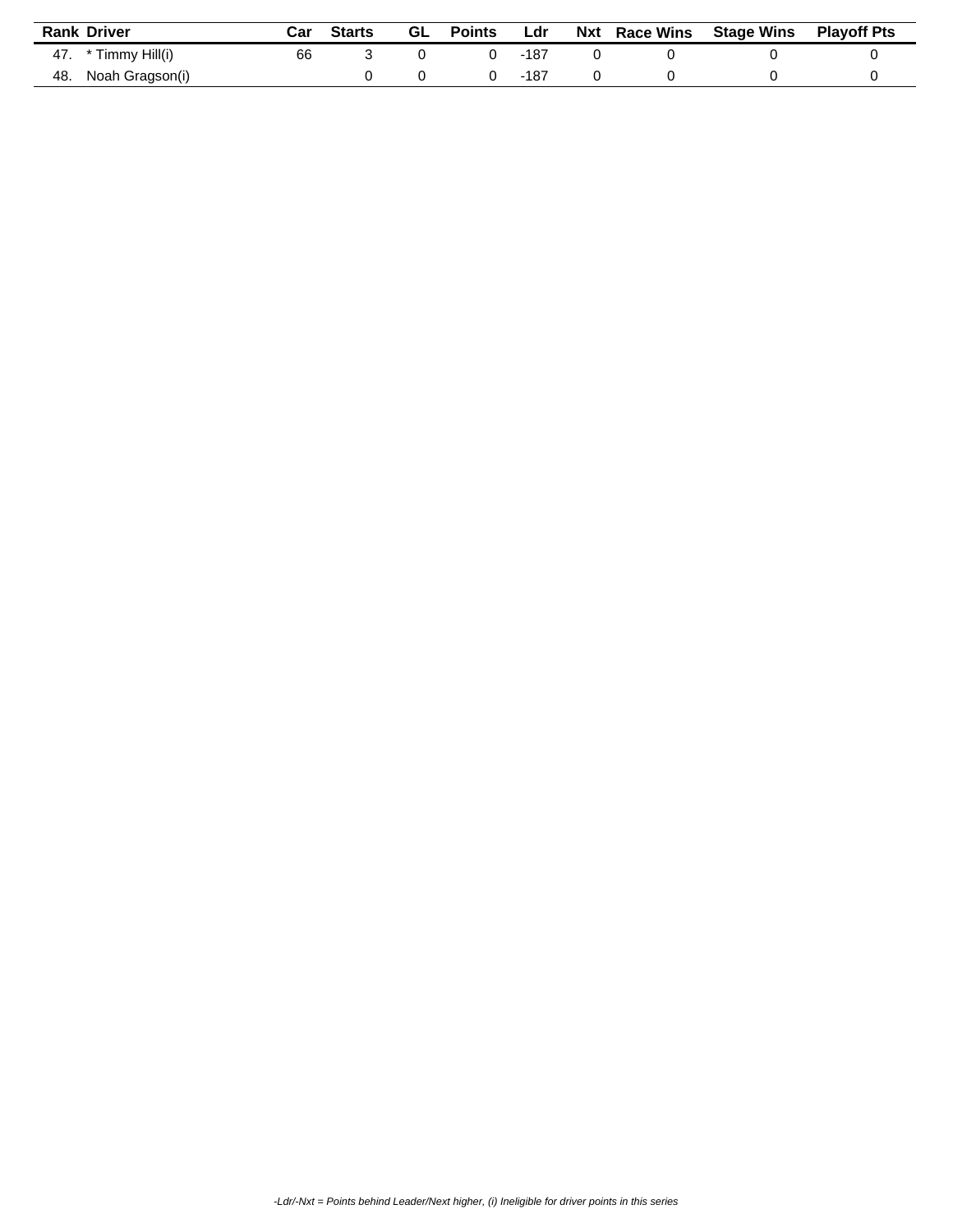| Rank | Driver | Car | Starts | GL | Points | Ldr | Nxt | Race Wins | Stage Wins | Playoff Pts |
|---|---|---|---|---|---|---|---|---|---|---|
| 47. | * Timmy Hill(i) | 66 | 3 | 0 | 0 | -187 | 0 | 0 | 0 | 0 |
| 48. | Noah Gragson(i) | | 0 | 0 | 0 | -187 | 0 | 0 | 0 | 0 |

*-Ldr/-Nxt = Points behind Leader/Next higher, (i) Ineligible for driver points in this series*